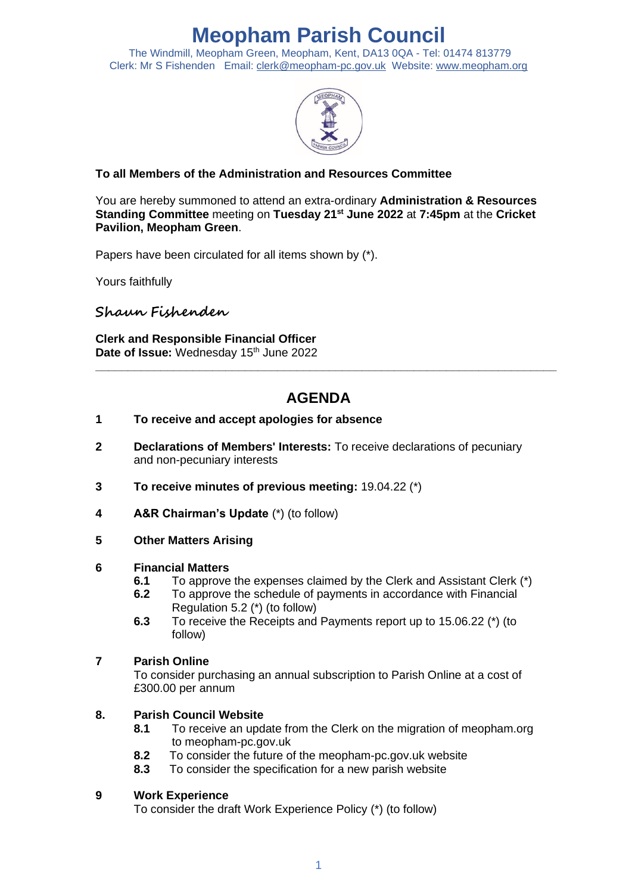# Meopham Parish Council

The Windmill, Meopham Green, Meopham, Kent, DA13 0QA - Tel: 01474 813779
Clerk: Mr S Fishenden   Email: clerk@meopham-pc.gov.uk  Website: www.meopham.org

**To all Members of the Administration and Resources Committee**

You are hereby summoned to attend an extra-ordinary **Administration & Resources Standing Committee** meeting on **Tuesday 21st June 2022** at **7:45pm** at the **Cricket Pavilion, Meopham Green**.

Papers have been circulated for all items shown by (*).

Yours faithfully

*Shaun Fishenden*

**Clerk and Responsible Financial Officer**
**Date of Issue:** Wednesday 15th June 2022

---

## AGENDA

**1** **To receive and accept apologies for absence**

**2** **Declarations of Members' Interests:** To receive declarations of pecuniary and non-pecuniary interests

**3** **To receive minutes of previous meeting:** 19.04.22 (*)

**4** **A&R Chairman's Update** (*) (to follow)

**5** **Other Matters Arising**

**6** **Financial Matters**
- **6.1** To approve the expenses claimed by the Clerk and Assistant Clerk (*)
- **6.2** To approve the schedule of payments in accordance with Financial Regulation 5.2 (*) (to follow)
- **6.3** To receive the Receipts and Payments report up to 15.06.22 (*) (to follow)

**7** **Parish Online**
To consider purchasing an annual subscription to Parish Online at a cost of £300.00 per annum

**8.** **Parish Council Website**
- **8.1** To receive an update from the Clerk on the migration of meopham.org to meopham-pc.gov.uk
- **8.2** To consider the future of the meopham-pc.gov.uk website
- **8.3** To consider the specification for a new parish website

**9** **Work Experience**
To consider the draft Work Experience Policy (*) (to follow)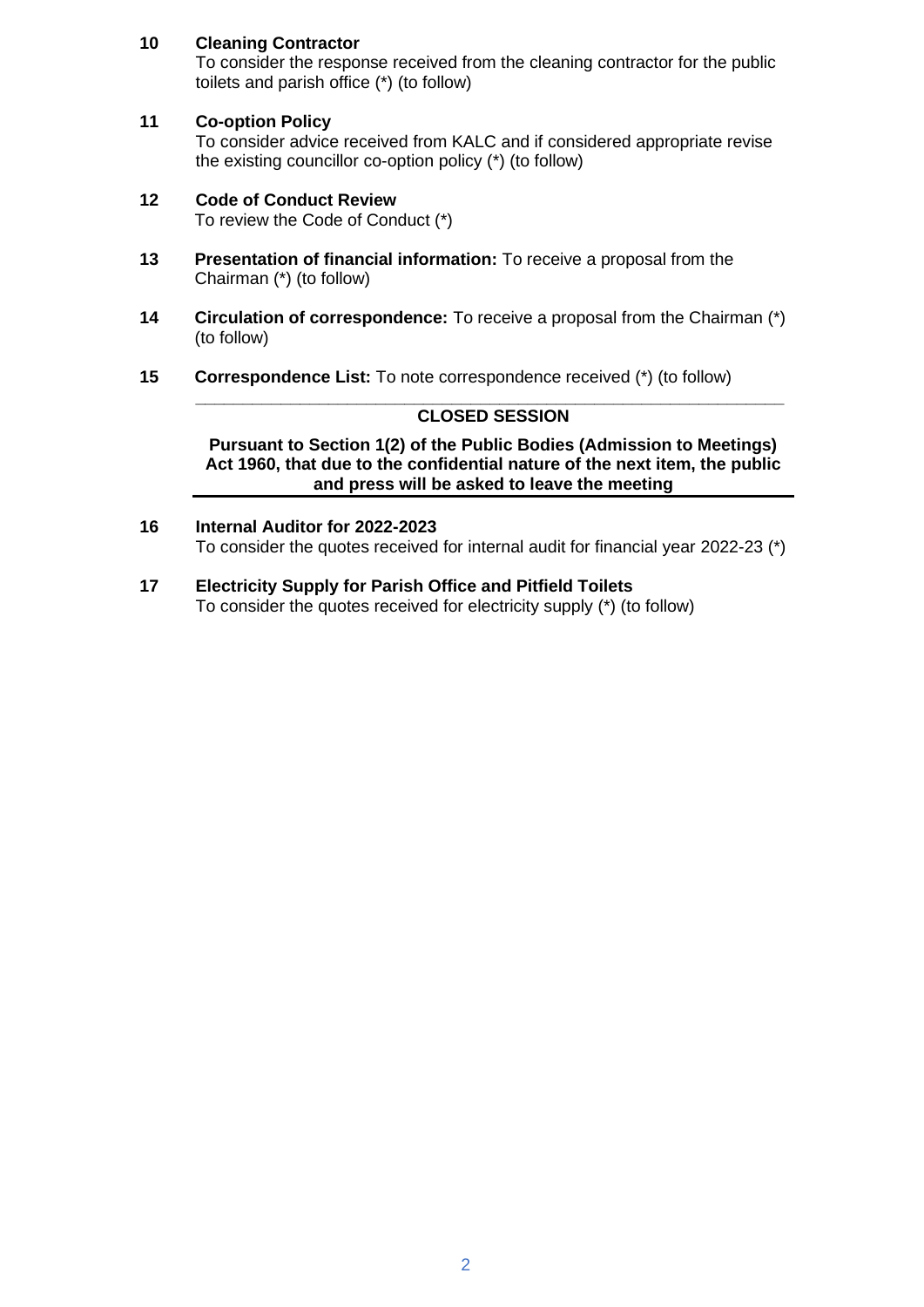**10 Cleaning Contractor**
To consider the response received from the cleaning contractor for the public toilets and parish office (*) (to follow)

**11 Co-option Policy**
To consider advice received from KALC and if considered appropriate revise the existing councillor co-option policy (*) (to follow)

**12 Code of Conduct Review**
To review the Code of Conduct (*)

**13 Presentation of financial information:** To receive a proposal from the Chairman (*) (to follow)

**14 Circulation of correspondence:** To receive a proposal from the Chairman (*) (to follow)

**15 Correspondence List:** To note correspondence received (*) (to follow)

---

**CLOSED SESSION**

**Pursuant to Section 1(2) of the Public Bodies (Admission to Meetings) Act 1960, that due to the confidential nature of the next item, the public and press will be asked to leave the meeting**

---

**16 Internal Auditor for 2022-2023**
To consider the quotes received for internal audit for financial year 2022-23 (*)

**17 Electricity Supply for Parish Office and Pitfield Toilets**
To consider the quotes received for electricity supply (*) (to follow)